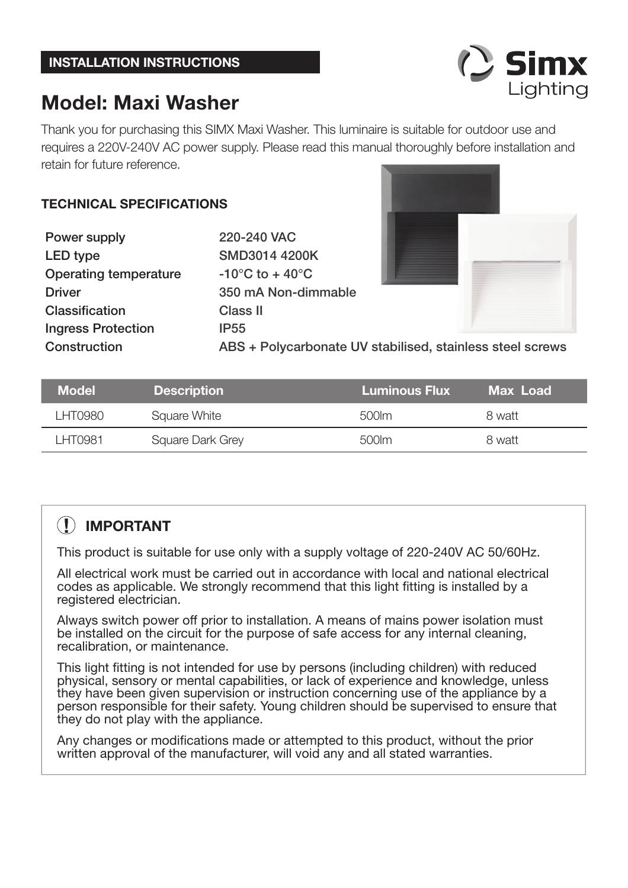INSTALLATION INSTRUCTIONS

Simx Lighting

# Model: Maxi Washer

Thank you for purchasing this SIMX Maxi Washer. This luminaire is suitable for outdoor use and requires a 220V-240V AC power supply. Please read this manual thoroughly before installation and retain for future reference.

## TECHNICAL SPECIFICATIONS

| | |
|---|---|
| **Power supply** | **220-240 VAC** |
| **LED type** | **SMD3014 4200K** |
| **Operating temperature** | **-10°C to + 40°C** |
| **Driver** | **350 mA Non-dimmable** |
| **Classification** | **Class II** |
| **Ingress Protection** | **IP55** |
| **Construction** | **ABS + Polycarbonate UV stabilised, stainless steel screws** |

| Model | Description | Luminous Flux | Max Load |
|---|---|---|---|
| LHT0980 | Square White | 500lm | 8 watt |
| LHT0981 | Square Dark Grey | 500lm | 8 watt |

## IMPORTANT

This product is suitable for use only with a supply voltage of 220-240V AC 50/60Hz.

All electrical work must be carried out in accordance with local and national electrical codes as applicable. We strongly recommend that this light fitting is installed by a registered electrician.

Always switch power off prior to installation. A means of mains power isolation must be installed on the circuit for the purpose of safe access for any internal cleaning, recalibration, or maintenance.

This light fitting is not intended for use by persons (including children) with reduced physical, sensory or mental capabilities, or lack of experience and knowledge, unless they have been given supervision or instruction concerning use of the appliance by a person responsible for their safety. Young children should be supervised to ensure that they do not play with the appliance.

Any changes or modifications made or attempted to this product, without the prior written approval of the manufacturer, will void any and all stated warranties.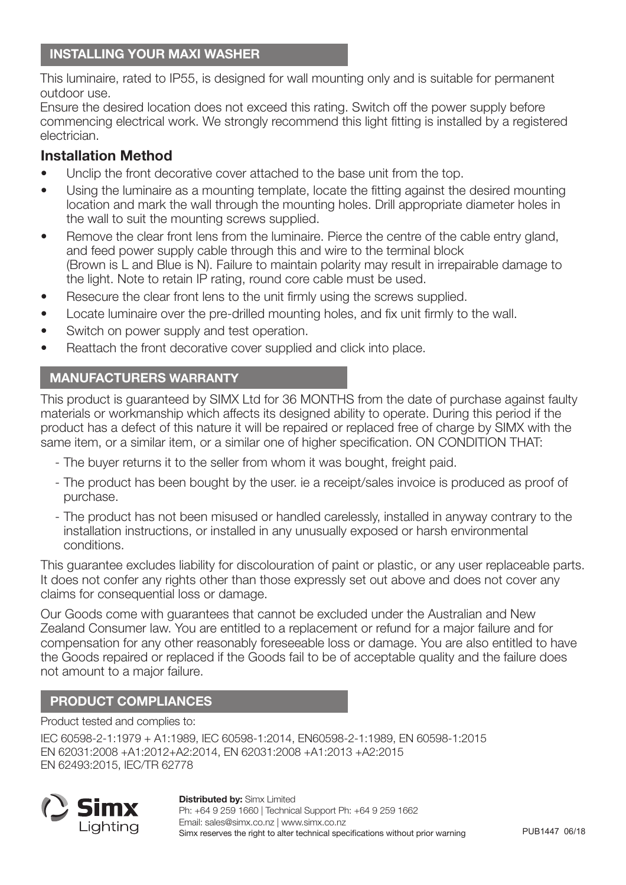## INSTALLING YOUR MAXI WASHER

This luminaire, rated to IP55, is designed for wall mounting only and is suitable for permanent outdoor use.
Ensure the desired location does not exceed this rating. Switch off the power supply before commencing electrical work. We strongly recommend this light fitting is installed by a registered electrician.

### Installation Method

- Unclip the front decorative cover attached to the base unit from the top.
- Using the luminaire as a mounting template, locate the fitting against the desired mounting location and mark the wall through the mounting holes. Drill appropriate diameter holes in the wall to suit the mounting screws supplied.
- Remove the clear front lens from the luminaire. Pierce the centre of the cable entry gland, and feed power supply cable through this and wire to the terminal block (Brown is L and Blue is N). Failure to maintain polarity may result in irrepairable damage to the light. Note to retain IP rating, round core cable must be used.
- Resecure the clear front lens to the unit firmly using the screws supplied.
- Locate luminaire over the pre-drilled mounting holes, and fix unit firmly to the wall.
- Switch on power supply and test operation.
- Reattach the front decorative cover supplied and click into place.

## MANUFACTURERS WARRANTY

This product is guaranteed by SIMX Ltd for 36 MONTHS from the date of purchase against faulty materials or workmanship which affects its designed ability to operate. During this period if the product has a defect of this nature it will be repaired or replaced free of charge by SIMX with the same item, or a similar item, or a similar one of higher specification. ON CONDITION THAT:

- The buyer returns it to the seller from whom it was bought, freight paid.
- The product has been bought by the user. ie a receipt/sales invoice is produced as proof of purchase.
- The product has not been misused or handled carelessly, installed in anyway contrary to the installation instructions, or installed in any unusually exposed or harsh environmental conditions.

This guarantee excludes liability for discolouration of paint or plastic, or any user replaceable parts. It does not confer any rights other than those expressly set out above and does not cover any claims for consequential loss or damage.

Our Goods come with guarantees that cannot be excluded under the Australian and New Zealand Consumer law. You are entitled to a replacement or refund for a major failure and for compensation for any other reasonably foreseeable loss or damage. You are also entitled to have the Goods repaired or replaced if the Goods fail to be of acceptable quality and the failure does not amount to a major failure.

## PRODUCT COMPLIANCES

Product tested and complies to:

IEC 60598-2-1:1979 + A1:1989, IEC 60598-1:2014, EN60598-2-1:1989, EN 60598-1:2015
EN 62031:2008 +A1:2012+A2:2014, EN 62031:2008 +A1:2013 +A2:2015
EN 62493:2015, IEC/TR 62778

Simx Lighting

**Distributed by:** Simx Limited
Ph: +64 9 259 1660 | Technical Support Ph: +64 9 259 1662
Email: sales@simx.co.nz | www.simx.co.nz
Simx reserves the right to alter technical specifications without prior warning

PUB1447 06/18